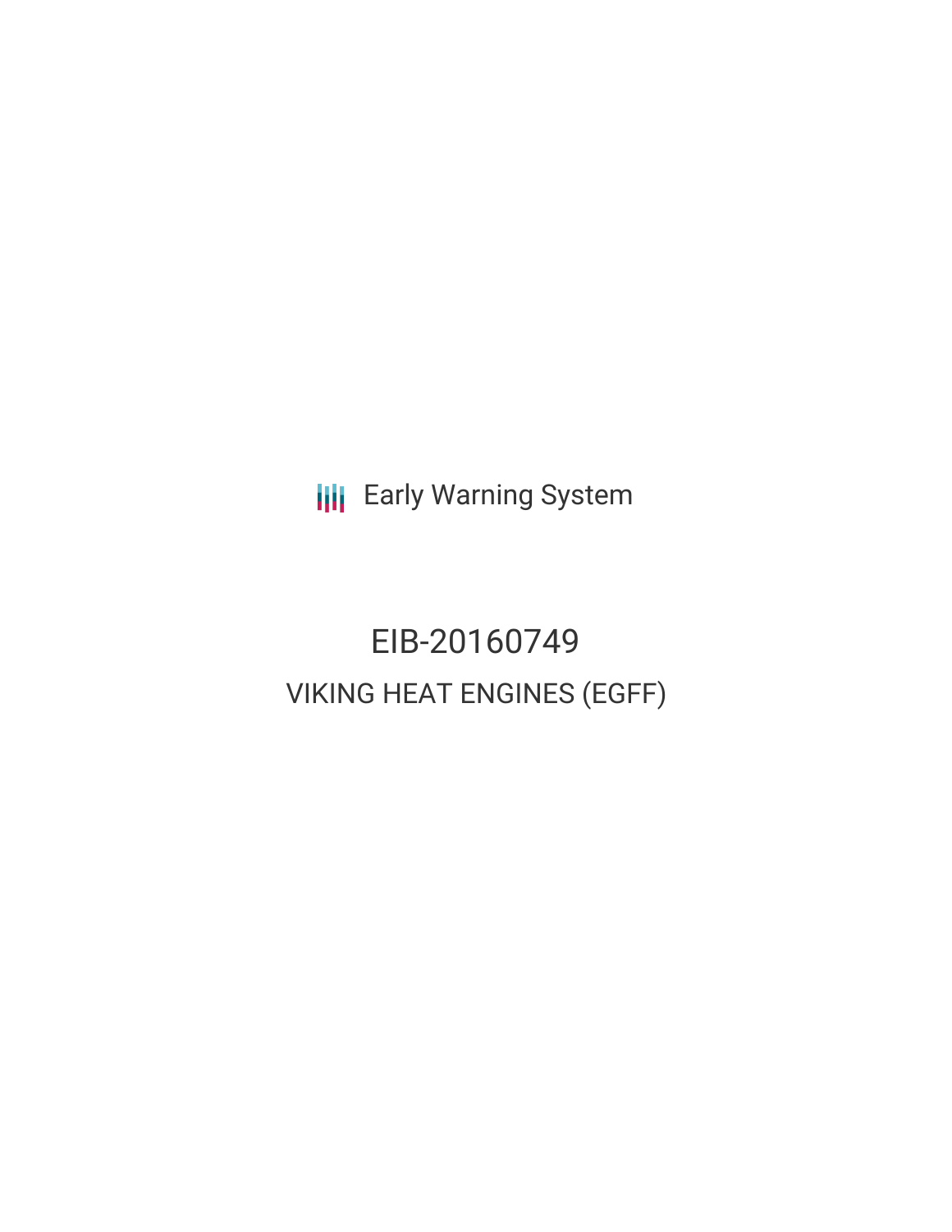Early Warning System

# EIB-20160749

## VIKING HEAT ENGINES (EGFF)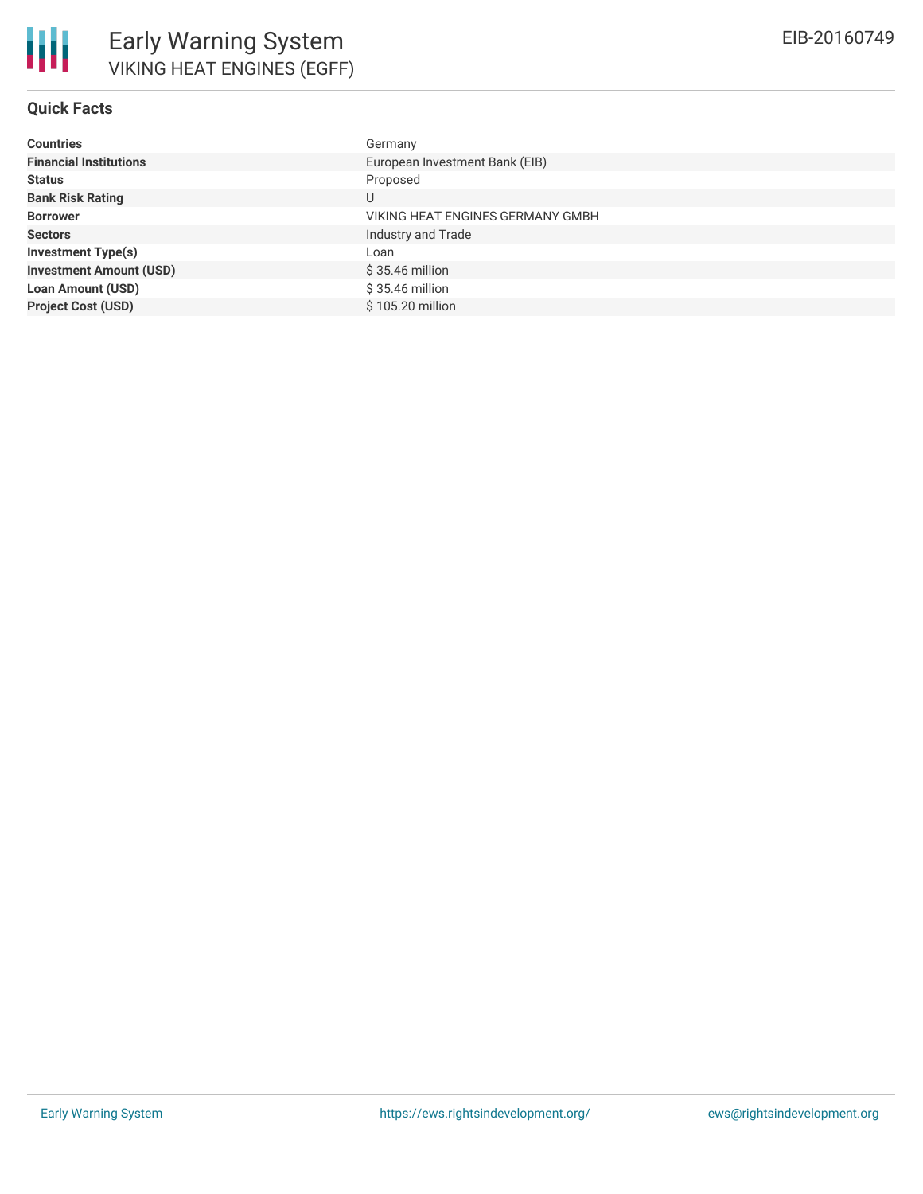# Early Warning System

## VIKING HEAT ENGINES (EGFF)

EIB-20160749

### Quick Facts

| | |
|---|---|
| **Countries** | Germany |
| **Financial Institutions** | European Investment Bank (EIB) |
| **Status** | Proposed |
| **Bank Risk Rating** | U |
| **Borrower** | VIKING HEAT ENGINES GERMANY GMBH |
| **Sectors** | Industry and Trade |
| **Investment Type(s)** | Loan |
| **Investment Amount (USD)** | $ 35.46 million |
| **Loan Amount (USD)** | $ 35.46 million |
| **Project Cost (USD)** | $ 105.20 million |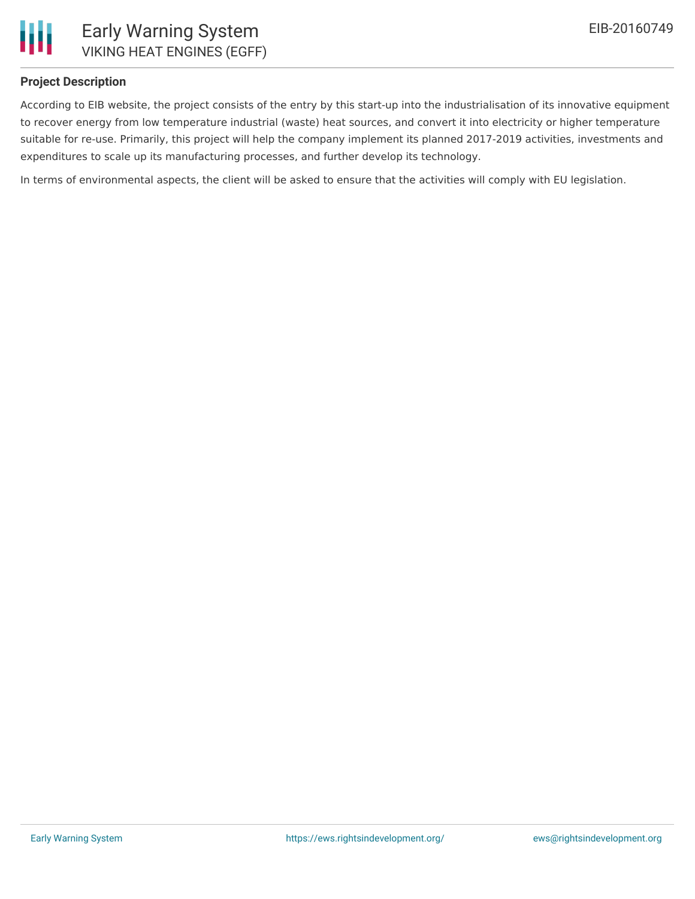### Project Description

According to EIB website, the project consists of the entry by this start-up into the industrialisation of its innovative equipment to recover energy from low temperature industrial (waste) heat sources, and convert it into electricity or higher temperature suitable for re-use. Primarily, this project will help the company implement its planned 2017-2019 activities, investments and expenditures to scale up its manufacturing processes, and further develop its technology.

In terms of environmental aspects, the client will be asked to ensure that the activities will comply with EU legislation.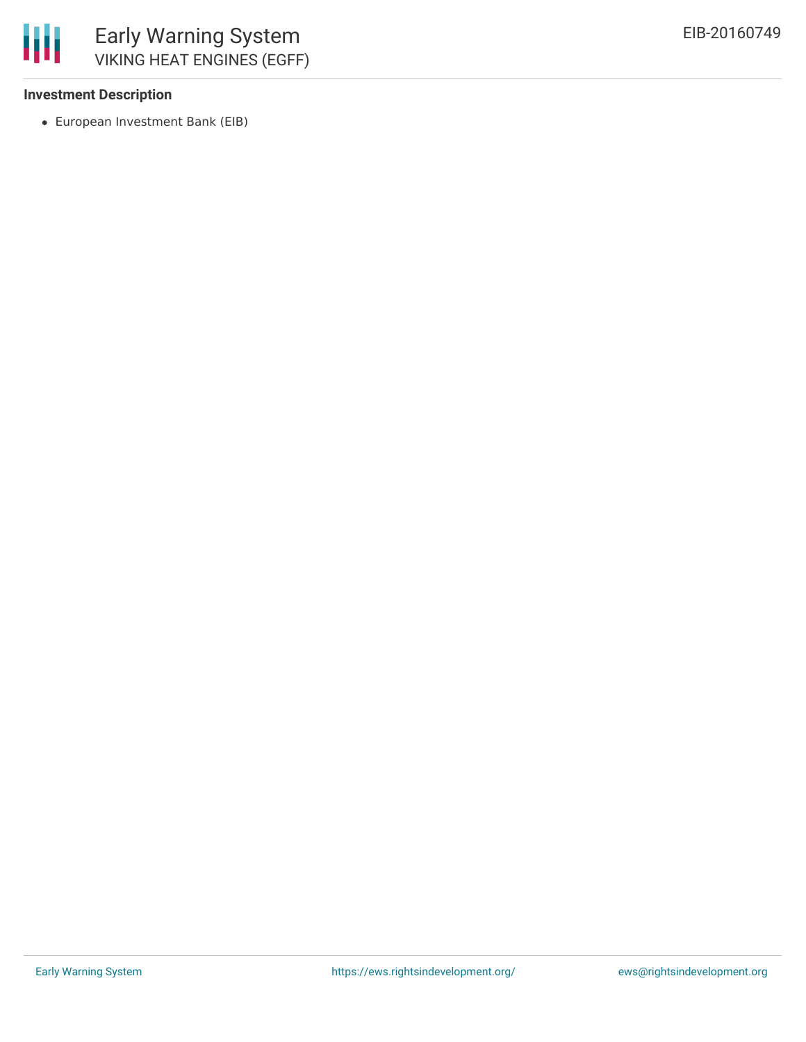### Investment Description

- European Investment Bank (EIB)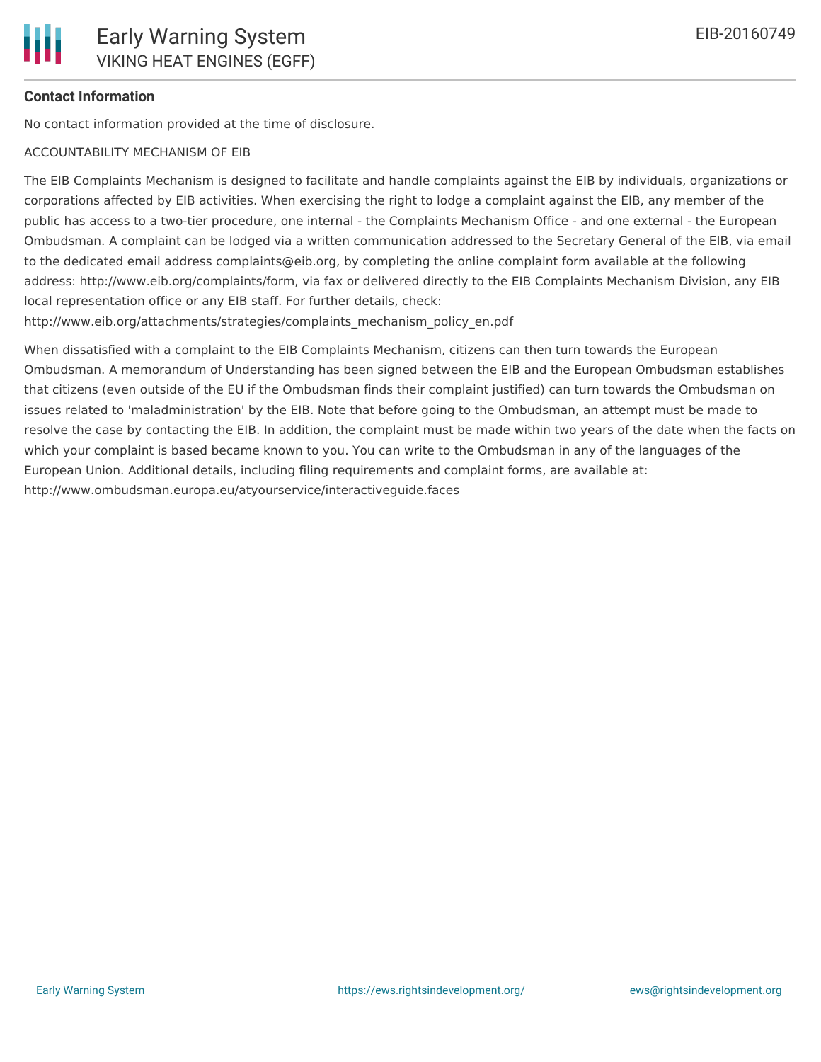**Contact Information**

No contact information provided at the time of disclosure.

ACCOUNTABILITY MECHANISM OF EIB

The EIB Complaints Mechanism is designed to facilitate and handle complaints against the EIB by individuals, organizations or corporations affected by EIB activities. When exercising the right to lodge a complaint against the EIB, any member of the public has access to a two-tier procedure, one internal - the Complaints Mechanism Office - and one external - the European Ombudsman. A complaint can be lodged via a written communication addressed to the Secretary General of the EIB, via email to the dedicated email address complaints@eib.org, by completing the online complaint form available at the following address: http://www.eib.org/complaints/form, via fax or delivered directly to the EIB Complaints Mechanism Division, any EIB local representation office or any EIB staff. For further details, check: http://www.eib.org/attachments/strategies/complaints_mechanism_policy_en.pdf

When dissatisfied with a complaint to the EIB Complaints Mechanism, citizens can then turn towards the European Ombudsman. A memorandum of Understanding has been signed between the EIB and the European Ombudsman establishes that citizens (even outside of the EU if the Ombudsman finds their complaint justified) can turn towards the Ombudsman on issues related to 'maladministration' by the EIB. Note that before going to the Ombudsman, an attempt must be made to resolve the case by contacting the EIB. In addition, the complaint must be made within two years of the date when the facts on which your complaint is based became known to you. You can write to the Ombudsman in any of the languages of the European Union. Additional details, including filing requirements and complaint forms, are available at: http://www.ombudsman.europa.eu/atyourservice/interactiveguide.faces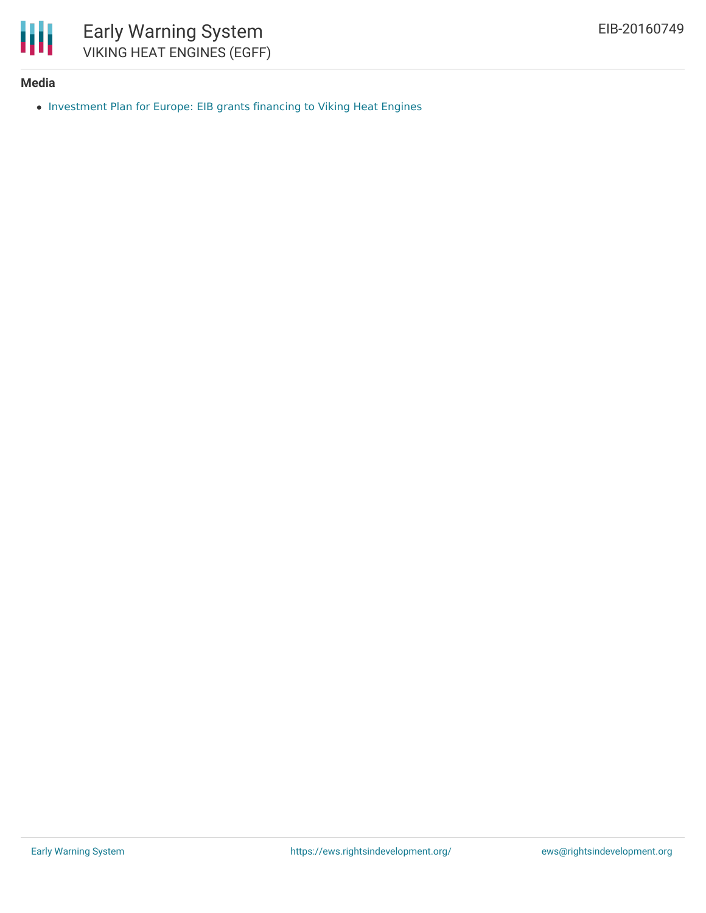**Media**

- Investment Plan for Europe: EIB grants financing to Viking Heat Engines